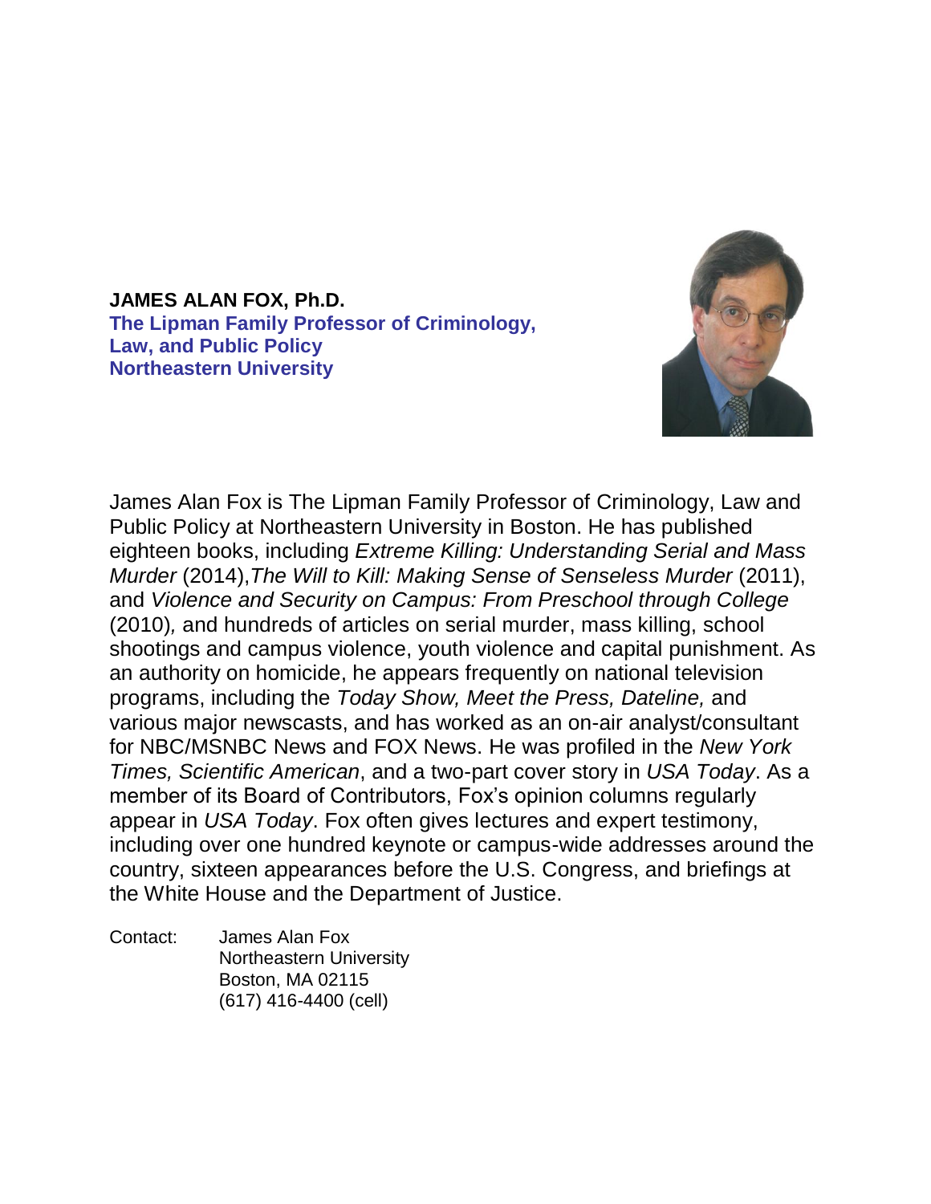**JAMES ALAN FOX, Ph.D.**
**The Lipman Family Professor of Criminology, Law, and Public Policy**
**Northeastern University**

James Alan Fox is The Lipman Family Professor of Criminology, Law and Public Policy at Northeastern University in Boston. He has published eighteen books, including *Extreme Killing: Understanding Serial and Mass Murder* (2014),*The Will to Kill: Making Sense of Senseless Murder* (2011), and *Violence and Security on Campus: From Preschool through College* (2010), and hundreds of articles on serial murder, mass killing, school shootings and campus violence, youth violence and capital punishment. As an authority on homicide, he appears frequently on national television programs, including the *Today Show, Meet the Press, Dateline,* and various major newscasts, and has worked as an on-air analyst/consultant for NBC/MSNBC News and FOX News. He was profiled in the *New York Times, Scientific American*, and a two-part cover story in *USA Today*. As a member of its Board of Contributors, Fox's opinion columns regularly appear in *USA Today*. Fox often gives lectures and expert testimony, including over one hundred keynote or campus-wide addresses around the country, sixteen appearances before the U.S. Congress, and briefings at the White House and the Department of Justice.

Contact: James Alan Fox
Northeastern University
Boston, MA 02115
(617) 416-4400 (cell)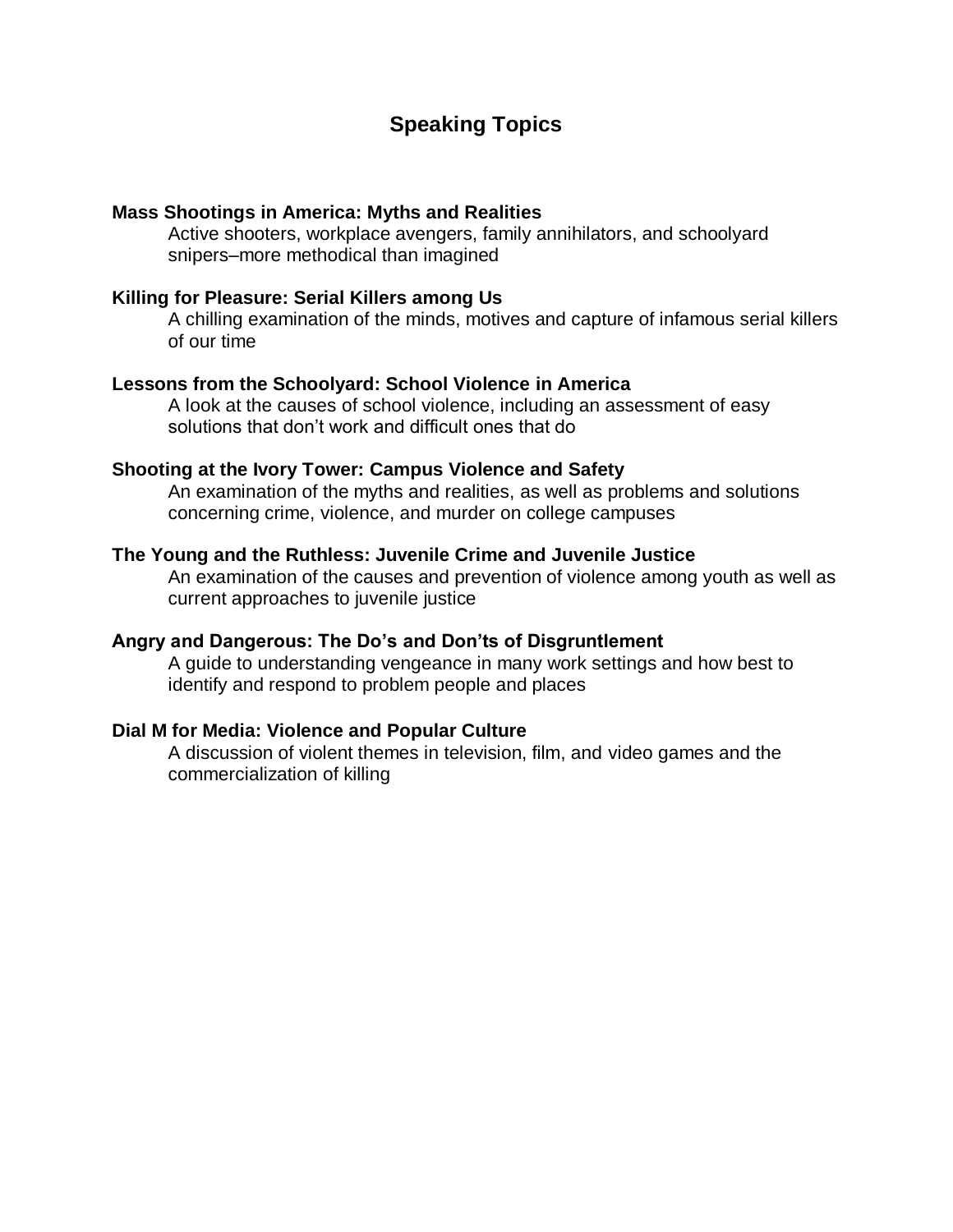# Speaking Topics

**Mass Shootings in America: Myths and Realities**

Active shooters, workplace avengers, family annihilators, and schoolyard snipers–more methodical than imagined

**Killing for Pleasure: Serial Killers among Us**

A chilling examination of the minds, motives and capture of infamous serial killers of our time

**Lessons from the Schoolyard: School Violence in America**

A look at the causes of school violence, including an assessment of easy solutions that don't work and difficult ones that do

**Shooting at the Ivory Tower: Campus Violence and Safety**

An examination of the myths and realities, as well as problems and solutions concerning crime, violence, and murder on college campuses

**The Young and the Ruthless: Juvenile Crime and Juvenile Justice**

An examination of the causes and prevention of violence among youth as well as current approaches to juvenile justice

**Angry and Dangerous: The Do's and Don'ts of Disgruntlement**

A guide to understanding vengeance in many work settings and how best to identify and respond to problem people and places

**Dial M for Media: Violence and Popular Culture**

A discussion of violent themes in television, film, and video games and the commercialization of killing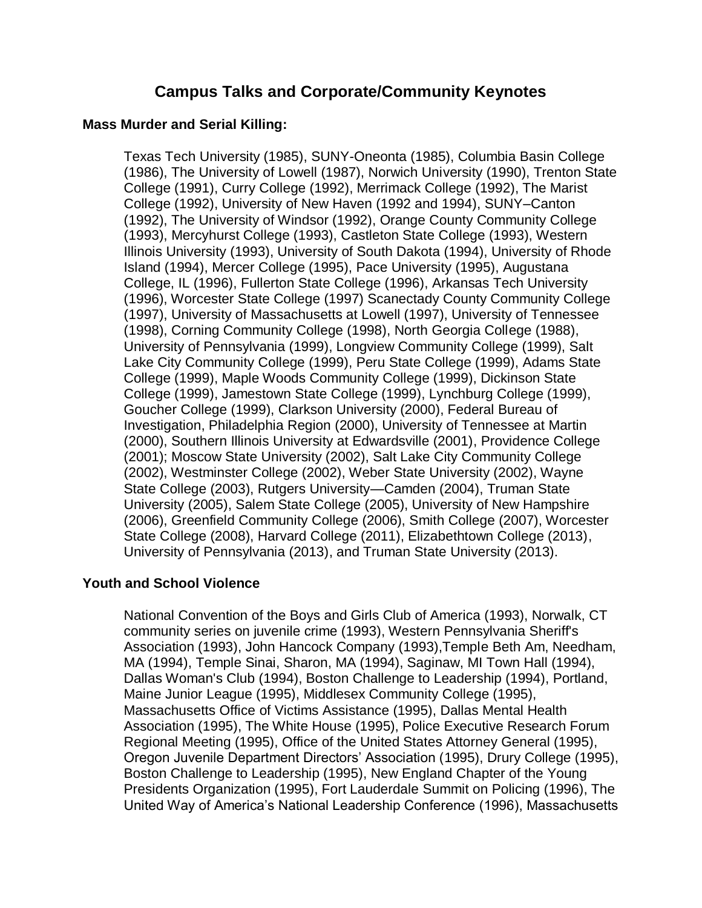## Campus Talks and Corporate/Community Keynotes

### Mass Murder and Serial Killing:

Texas Tech University (1985), SUNY-Oneonta (1985), Columbia Basin College (1986), The University of Lowell (1987), Norwich University (1990), Trenton State College (1991), Curry College (1992), Merrimack College (1992), The Marist College (1992), University of New Haven (1992 and 1994), SUNY–Canton (1992), The University of Windsor (1992), Orange County Community College (1993), Mercyhurst College (1993), Castleton State College (1993), Western Illinois University (1993), University of South Dakota (1994), University of Rhode Island (1994), Mercer College (1995), Pace University (1995), Augustana College, IL (1996), Fullerton State College (1996), Arkansas Tech University (1996), Worcester State College (1997) Scanectady County Community College (1997), University of Massachusetts at Lowell (1997), University of Tennessee (1998), Corning Community College (1998), North Georgia College (1988), University of Pennsylvania (1999), Longview Community College (1999), Salt Lake City Community College (1999), Peru State College (1999), Adams State College (1999), Maple Woods Community College (1999), Dickinson State College (1999), Jamestown State College (1999), Lynchburg College (1999), Goucher College (1999), Clarkson University (2000), Federal Bureau of Investigation, Philadelphia Region (2000), University of Tennessee at Martin (2000), Southern Illinois University at Edwardsville (2001), Providence College (2001); Moscow State University (2002), Salt Lake City Community College (2002), Westminster College (2002), Weber State University (2002), Wayne State College (2003), Rutgers University—Camden (2004), Truman State University (2005), Salem State College (2005), University of New Hampshire (2006), Greenfield Community College (2006), Smith College (2007), Worcester State College (2008), Harvard College (2011), Elizabethtown College (2013), University of Pennsylvania (2013), and Truman State University (2013).

### Youth and School Violence

National Convention of the Boys and Girls Club of America (1993), Norwalk, CT community series on juvenile crime (1993), Western Pennsylvania Sheriff's Association (1993), John Hancock Company (1993),Temple Beth Am, Needham, MA (1994), Temple Sinai, Sharon, MA (1994), Saginaw, MI Town Hall (1994), Dallas Woman's Club (1994), Boston Challenge to Leadership (1994), Portland, Maine Junior League (1995), Middlesex Community College (1995), Massachusetts Office of Victims Assistance (1995), Dallas Mental Health Association (1995), The White House (1995), Police Executive Research Forum Regional Meeting (1995), Office of the United States Attorney General (1995), Oregon Juvenile Department Directors' Association (1995), Drury College (1995), Boston Challenge to Leadership (1995), New England Chapter of the Young Presidents Organization (1995), Fort Lauderdale Summit on Policing (1996), The United Way of America's National Leadership Conference (1996), Massachusetts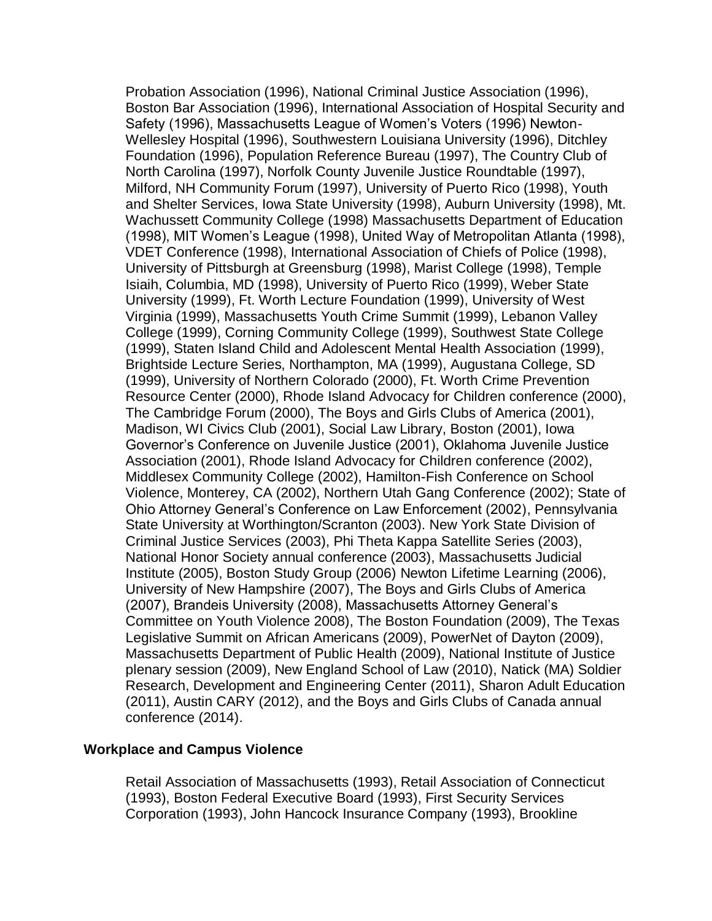Probation Association (1996), National Criminal Justice Association (1996), Boston Bar Association (1996), International Association of Hospital Security and Safety (1996), Massachusetts League of Women's Voters (1996) Newton-Wellesley Hospital (1996), Southwestern Louisiana University (1996), Ditchley Foundation (1996), Population Reference Bureau (1997), The Country Club of North Carolina (1997), Norfolk County Juvenile Justice Roundtable (1997), Milford, NH Community Forum (1997), University of Puerto Rico (1998), Youth and Shelter Services, Iowa State University (1998), Auburn University (1998), Mt. Wachussett Community College (1998) Massachusetts Department of Education (1998), MIT Women's League (1998), United Way of Metropolitan Atlanta (1998), VDET Conference (1998), International Association of Chiefs of Police (1998), University of Pittsburgh at Greensburg (1998), Marist College (1998), Temple Isiaih, Columbia, MD (1998), University of Puerto Rico (1999), Weber State University (1999), Ft. Worth Lecture Foundation (1999), University of West Virginia (1999), Massachusetts Youth Crime Summit (1999), Lebanon Valley College (1999), Corning Community College (1999), Southwest State College (1999), Staten Island Child and Adolescent Mental Health Association (1999), Brightside Lecture Series, Northampton, MA (1999), Augustana College, SD (1999), University of Northern Colorado (2000), Ft. Worth Crime Prevention Resource Center (2000), Rhode Island Advocacy for Children conference (2000), The Cambridge Forum (2000), The Boys and Girls Clubs of America (2001), Madison, WI Civics Club (2001), Social Law Library, Boston (2001), Iowa Governor's Conference on Juvenile Justice (2001), Oklahoma Juvenile Justice Association (2001), Rhode Island Advocacy for Children conference (2002), Middlesex Community College (2002), Hamilton-Fish Conference on School Violence, Monterey, CA (2002), Northern Utah Gang Conference (2002); State of Ohio Attorney General's Conference on Law Enforcement (2002), Pennsylvania State University at Worthington/Scranton (2003). New York State Division of Criminal Justice Services (2003), Phi Theta Kappa Satellite Series (2003), National Honor Society annual conference (2003), Massachusetts Judicial Institute (2005), Boston Study Group (2006) Newton Lifetime Learning (2006), University of New Hampshire (2007), The Boys and Girls Clubs of America (2007), Brandeis University (2008), Massachusetts Attorney General's Committee on Youth Violence 2008), The Boston Foundation (2009), The Texas Legislative Summit on African Americans (2009), PowerNet of Dayton (2009), Massachusetts Department of Public Health (2009), National Institute of Justice plenary session (2009), New England School of Law (2010), Natick (MA) Soldier Research, Development and Engineering Center (2011), Sharon Adult Education (2011), Austin CARY (2012), and the Boys and Girls Clubs of Canada annual conference (2014).

**Workplace and Campus Violence**

Retail Association of Massachusetts (1993), Retail Association of Connecticut (1993), Boston Federal Executive Board (1993), First Security Services Corporation (1993), John Hancock Insurance Company (1993), Brookline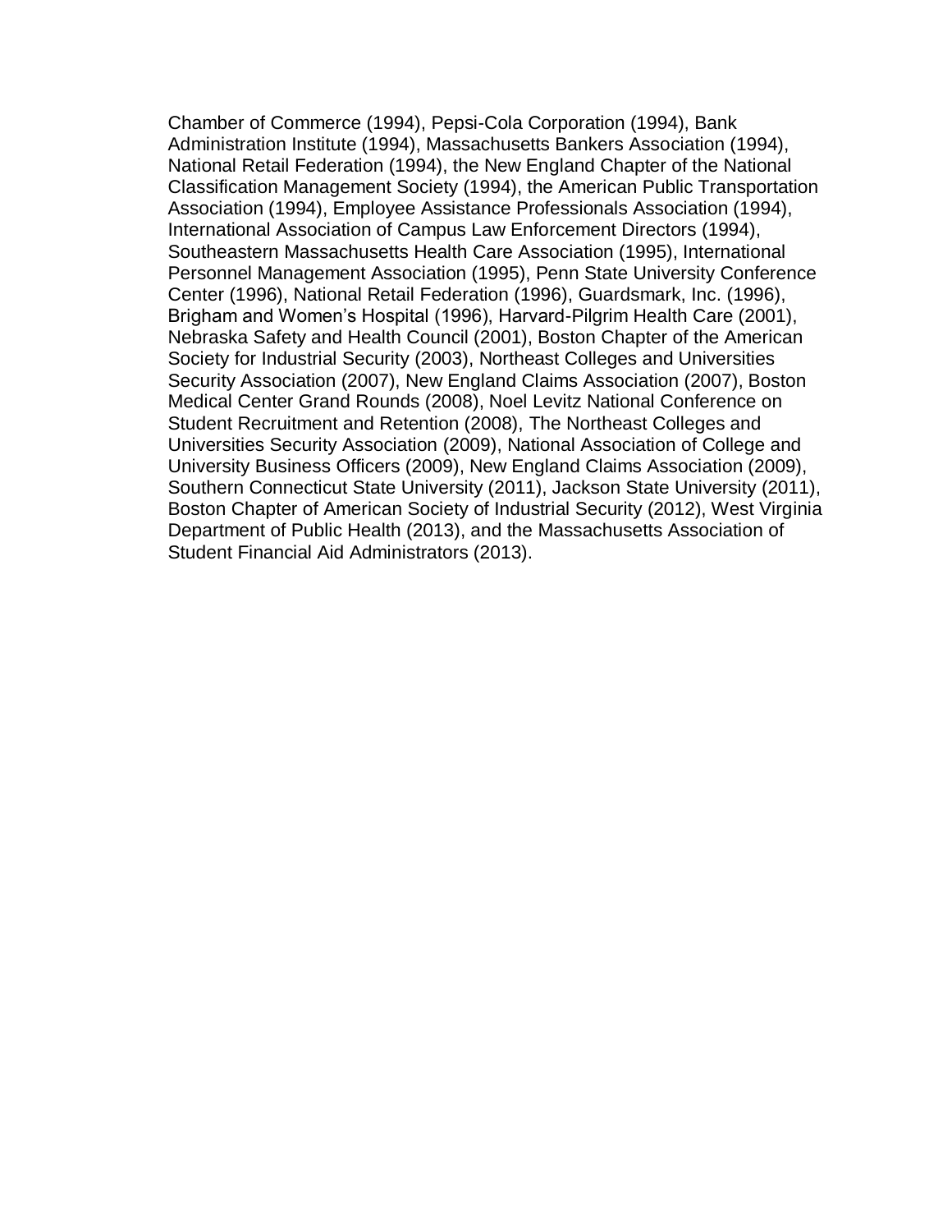Chamber of Commerce (1994), Pepsi-Cola Corporation (1994), Bank Administration Institute (1994), Massachusetts Bankers Association (1994), National Retail Federation (1994), the New England Chapter of the National Classification Management Society (1994), the American Public Transportation Association (1994), Employee Assistance Professionals Association (1994), International Association of Campus Law Enforcement Directors (1994), Southeastern Massachusetts Health Care Association (1995), International Personnel Management Association (1995), Penn State University Conference Center (1996), National Retail Federation (1996), Guardsmark, Inc. (1996), Brigham and Women's Hospital (1996), Harvard-Pilgrim Health Care (2001), Nebraska Safety and Health Council (2001), Boston Chapter of the American Society for Industrial Security (2003), Northeast Colleges and Universities Security Association (2007), New England Claims Association (2007), Boston Medical Center Grand Rounds (2008), Noel Levitz National Conference on Student Recruitment and Retention (2008), The Northeast Colleges and Universities Security Association (2009), National Association of College and University Business Officers (2009), New England Claims Association (2009), Southern Connecticut State University (2011), Jackson State University (2011), Boston Chapter of American Society of Industrial Security (2012), West Virginia Department of Public Health (2013), and the Massachusetts Association of Student Financial Aid Administrators (2013).